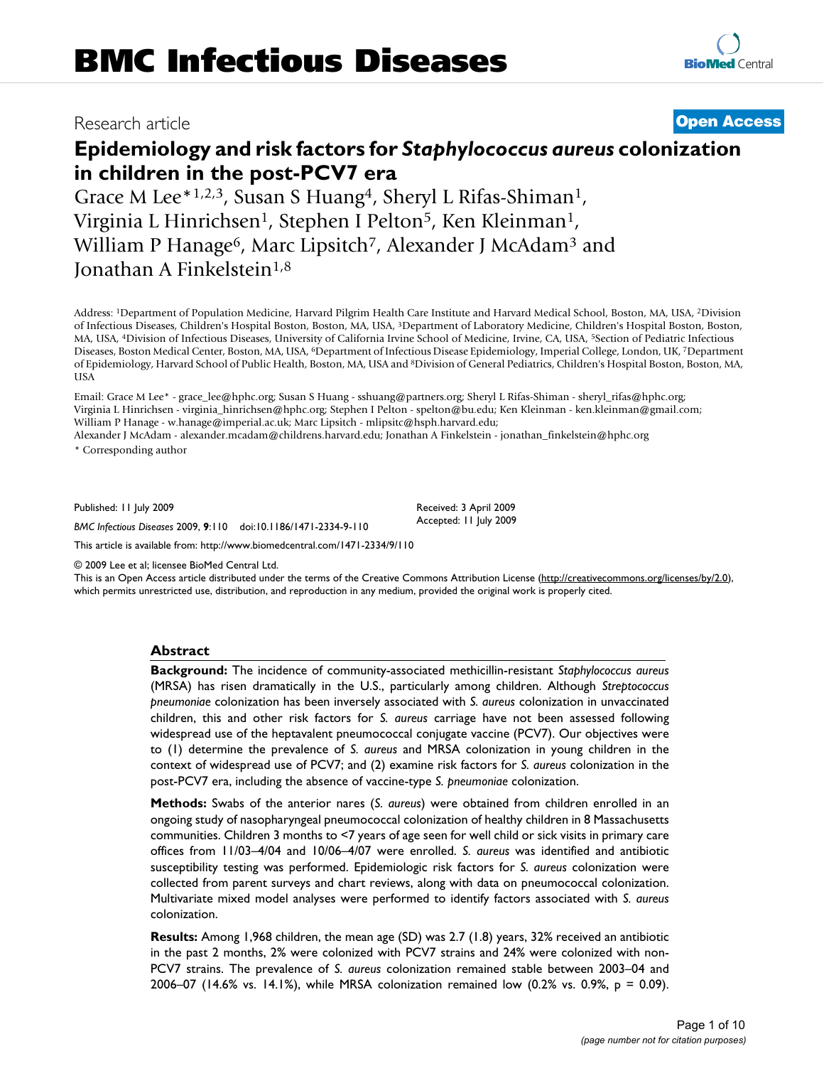BMC Infectious Diseases

Research article

**Open Access**

# Epidemiology and risk factors for *Staphylococcus aureus* colonization in children in the post-PCV7 era

Grace M Lee*[1,2,3], Susan S Huang[4], Sheryl L Rifas-Shiman[1], Virginia L Hinrichsen[1], Stephen I Pelton[5], Ken Kleinman[1], William P Hanage[6], Marc Lipsitch[7], Alexander J McAdam[3] and Jonathan A Finkelstein[1,8]

Address: [1]Department of Population Medicine, Harvard Pilgrim Health Care Institute and Harvard Medical School, Boston, MA, USA, [2]Division of Infectious Diseases, Children's Hospital Boston, Boston, MA, USA, [3]Department of Laboratory Medicine, Children's Hospital Boston, Boston, MA, USA, [4]Division of Infectious Diseases, University of California Irvine School of Medicine, Irvine, CA, USA, [5]Section of Pediatric Infectious Diseases, Boston Medical Center, Boston, MA, USA, [6]Department of Infectious Disease Epidemiology, Imperial College, London, UK, [7]Department of Epidemiology, Harvard School of Public Health, Boston, MA, USA and [8]Division of General Pediatrics, Children's Hospital Boston, Boston, MA, USA

Email: Grace M Lee* - grace_lee@hphc.org; Susan S Huang - sshuang@partners.org; Sheryl L Rifas-Shiman - sheryl_rifas@hphc.org; Virginia L Hinrichsen - virginia_hinrichsen@hphc.org; Stephen I Pelton - spelton@bu.edu; Ken Kleinman - ken.kleinman@gmail.com; William P Hanage - w.hanage@imperial.ac.uk; Marc Lipsitch - mlipsitc@hsph.harvard.edu; Alexander J McAdam - alexander.mcadam@childrens.harvard.edu; Jonathan A Finkelstein - jonathan_finkelstein@hphc.org

\* Corresponding author

Published: 11 July 2009

*BMC Infectious Diseases* 2009, **9**:110 doi:10.1186/1471-2334-9-110

Received: 3 April 2009
Accepted: 11 July 2009

This article is available from: http://www.biomedcentral.com/1471-2334/9/110

© 2009 Lee et al; licensee BioMed Central Ltd.
This is an Open Access article distributed under the terms of the Creative Commons Attribution License (http://creativecommons.org/licenses/by/2.0), which permits unrestricted use, distribution, and reproduction in any medium, provided the original work is properly cited.

## Abstract

**Background:** The incidence of community-associated methicillin-resistant *Staphylococcus aureus* (MRSA) has risen dramatically in the U.S., particularly among children. Although *Streptococcus pneumoniae* colonization has been inversely associated with *S. aureus* colonization in unvaccinated children, this and other risk factors for *S. aureus* carriage have not been assessed following widespread use of the heptavalent pneumococcal conjugate vaccine (PCV7). Our objectives were to (1) determine the prevalence of *S. aureus* and MRSA colonization in young children in the context of widespread use of PCV7; and (2) examine risk factors for *S. aureus* colonization in the post-PCV7 era, including the absence of vaccine-type *S. pneumoniae* colonization.

**Methods:** Swabs of the anterior nares (*S. aureus*) were obtained from children enrolled in an ongoing study of nasopharyngeal pneumococcal colonization of healthy children in 8 Massachusetts communities. Children 3 months to <7 years of age seen for well child or sick visits in primary care offices from 11/03–4/04 and 10/06–4/07 were enrolled. *S. aureus* was identified and antibiotic susceptibility testing was performed. Epidemiologic risk factors for *S. aureus* colonization were collected from parent surveys and chart reviews, along with data on pneumococcal colonization. Multivariate mixed model analyses were performed to identify factors associated with *S. aureus* colonization.

**Results:** Among 1,968 children, the mean age (SD) was 2.7 (1.8) years, 32% received an antibiotic in the past 2 months, 2% were colonized with PCV7 strains and 24% were colonized with non-PCV7 strains. The prevalence of *S. aureus* colonization remained stable between 2003–04 and 2006–07 (14.6% vs. 14.1%), while MRSA colonization remained low (0.2% vs. 0.9%, $p = 0.09$).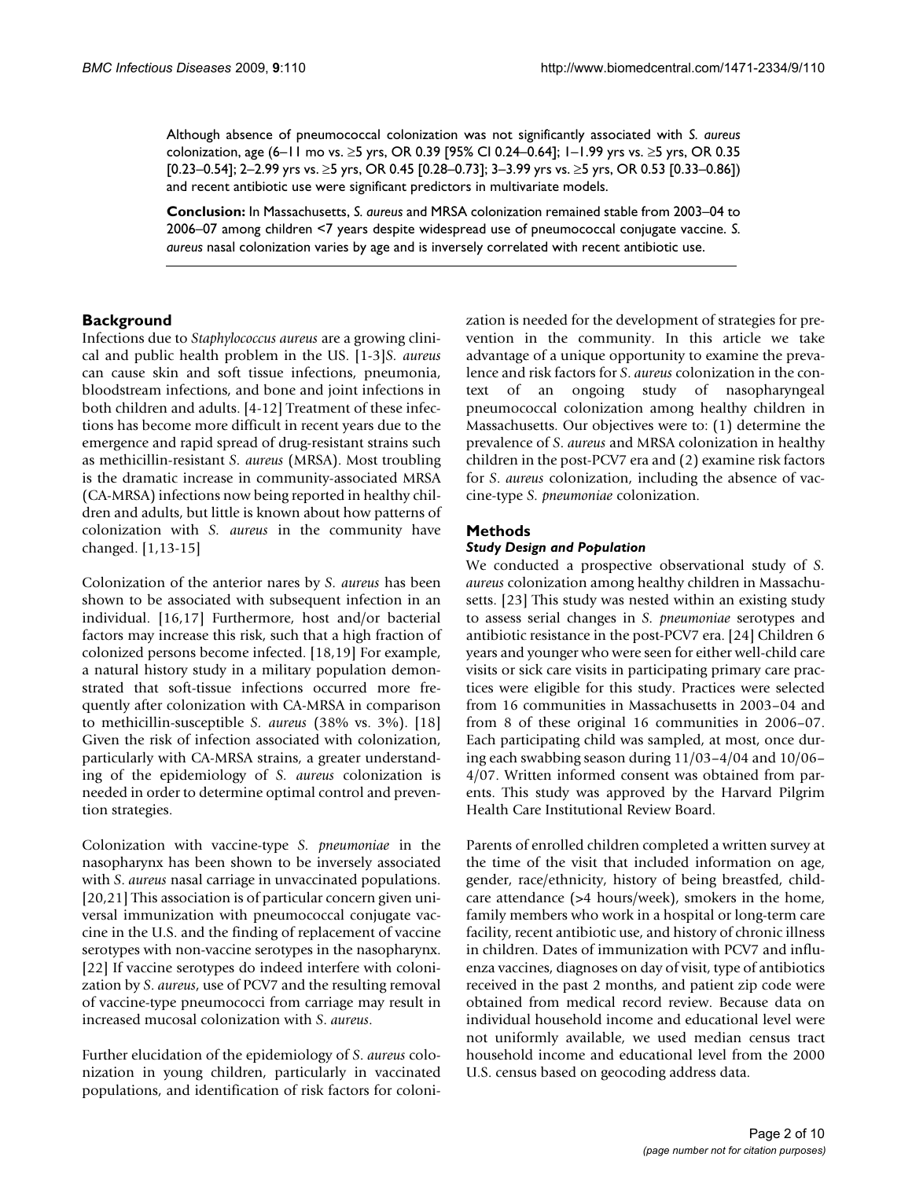Although absence of pneumococcal colonization was not significantly associated with *S. aureus* colonization, age (6–11 mo vs. ≥5 yrs, OR 0.39 [95% CI 0.24–0.64]; 1–1.99 yrs vs. ≥5 yrs, OR 0.35 [0.23–0.54]; 2–2.99 yrs vs. ≥5 yrs, OR 0.45 [0.28–0.73]; 3–3.99 yrs vs. ≥5 yrs, OR 0.53 [0.33–0.86]) and recent antibiotic use were significant predictors in multivariate models.

**Conclusion:** In Massachusetts, *S. aureus* and MRSA colonization remained stable from 2003–04 to 2006–07 among children <7 years despite widespread use of pneumococcal conjugate vaccine. *S. aureus* nasal colonization varies by age and is inversely correlated with recent antibiotic use.

## Background

Infections due to *Staphylococcus aureus* are a growing clinical and public health problem in the US. [1-3]*S. aureus* can cause skin and soft tissue infections, pneumonia, bloodstream infections, and bone and joint infections in both children and adults. [4-12] Treatment of these infections has become more difficult in recent years due to the emergence and rapid spread of drug-resistant strains such as methicillin-resistant *S. aureus* (MRSA). Most troubling is the dramatic increase in community-associated MRSA (CA-MRSA) infections now being reported in healthy children and adults, but little is known about how patterns of colonization with *S. aureus* in the community have changed. [1,13-15]

Colonization of the anterior nares by *S. aureus* has been shown to be associated with subsequent infection in an individual. [16,17] Furthermore, host and/or bacterial factors may increase this risk, such that a high fraction of colonized persons become infected. [18,19] For example, a natural history study in a military population demonstrated that soft-tissue infections occurred more frequently after colonization with CA-MRSA in comparison to methicillin-susceptible *S. aureus* (38% vs. 3%). [18] Given the risk of infection associated with colonization, particularly with CA-MRSA strains, a greater understanding of the epidemiology of *S. aureus* colonization is needed in order to determine optimal control and prevention strategies.

Colonization with vaccine-type *S. pneumoniae* in the nasopharynx has been shown to be inversely associated with *S. aureus* nasal carriage in unvaccinated populations. [20,21] This association is of particular concern given universal immunization with pneumococcal conjugate vaccine in the U.S. and the finding of replacement of vaccine serotypes with non-vaccine serotypes in the nasopharynx. [22] If vaccine serotypes do indeed interfere with colonization by *S. aureus*, use of PCV7 and the resulting removal of vaccine-type pneumococci from carriage may result in increased mucosal colonization with *S. aureus*.

Further elucidation of the epidemiology of *S. aureus* colonization in young children, particularly in vaccinated populations, and identification of risk factors for colonization is needed for the development of strategies for prevention in the community. In this article we take advantage of a unique opportunity to examine the prevalence and risk factors for *S. aureus* colonization in the context of an ongoing study of nasopharyngeal pneumococcal colonization among healthy children in Massachusetts. Our objectives were to: (1) determine the prevalence of *S. aureus* and MRSA colonization in healthy children in the post-PCV7 era and (2) examine risk factors for *S. aureus* colonization, including the absence of vaccine-type *S. pneumoniae* colonization.

## Methods

### Study Design and Population

We conducted a prospective observational study of *S. aureus* colonization among healthy children in Massachusetts. [23] This study was nested within an existing study to assess serial changes in *S. pneumoniae* serotypes and antibiotic resistance in the post-PCV7 era. [24] Children 6 years and younger who were seen for either well-child care visits or sick care visits in participating primary care practices were eligible for this study. Practices were selected from 16 communities in Massachusetts in 2003–04 and from 8 of these original 16 communities in 2006–07. Each participating child was sampled, at most, once during each swabbing season during 11/03–4/04 and 10/06–4/07. Written informed consent was obtained from parents. This study was approved by the Harvard Pilgrim Health Care Institutional Review Board.

Parents of enrolled children completed a written survey at the time of the visit that included information on age, gender, race/ethnicity, history of being breastfed, childcare attendance (>4 hours/week), smokers in the home, family members who work in a hospital or long-term care facility, recent antibiotic use, and history of chronic illness in children. Dates of immunization with PCV7 and influenza vaccines, diagnoses on day of visit, type of antibiotics received in the past 2 months, and patient zip code were obtained from medical record review. Because data on individual household income and educational level were not uniformly available, we used median census tract household income and educational level from the 2000 U.S. census based on geocoding address data.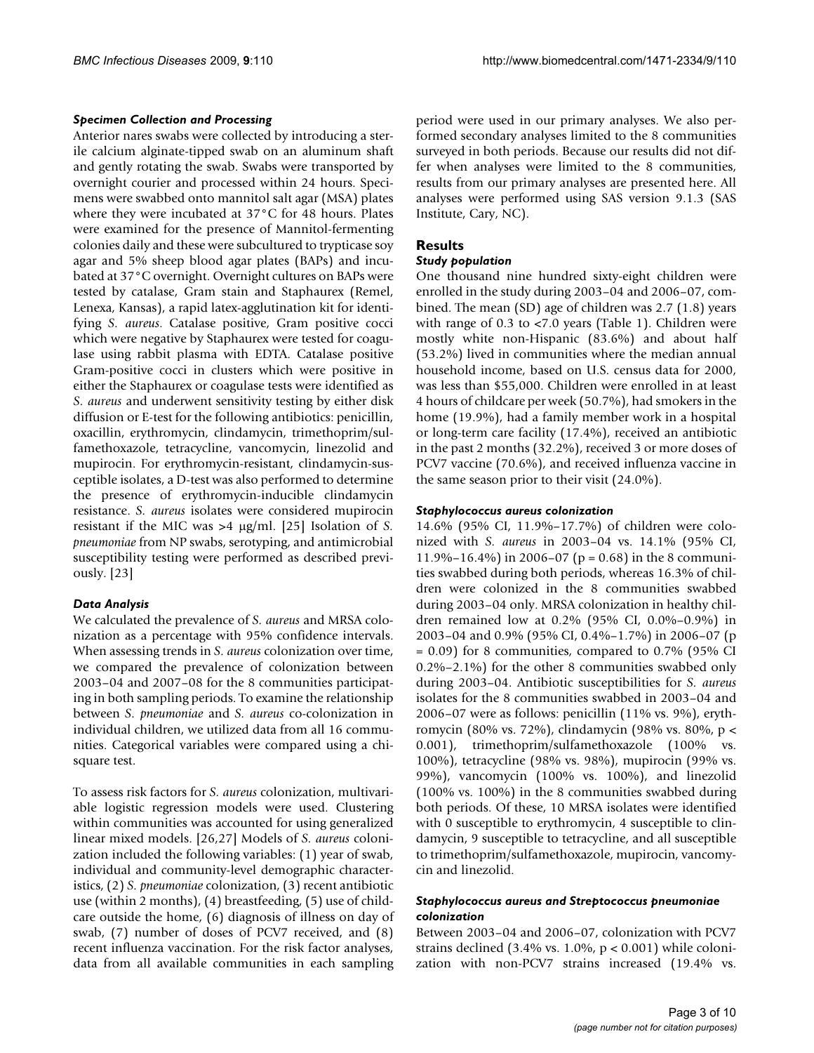### *Specimen Collection and Processing*

Anterior nares swabs were collected by introducing a sterile calcium alginate-tipped swab on an aluminum shaft and gently rotating the swab. Swabs were transported by overnight courier and processed within 24 hours. Specimens were swabbed onto mannitol salt agar (MSA) plates where they were incubated at 37°C for 48 hours. Plates were examined for the presence of Mannitol-fermenting colonies daily and these were subcultured to trypticase soy agar and 5% sheep blood agar plates (BAPs) and incubated at 37°C overnight. Overnight cultures on BAPs were tested by catalase, Gram stain and Staphaurex (Remel, Lenexa, Kansas), a rapid latex-agglutination kit for identifying *S. aureus*. Catalase positive, Gram positive cocci which were negative by Staphaurex were tested for coagulase using rabbit plasma with EDTA. Catalase positive Gram-positive cocci in clusters which were positive in either the Staphaurex or coagulase tests were identified as *S. aureus* and underwent sensitivity testing by either disk diffusion or E-test for the following antibiotics: penicillin, oxacillin, erythromycin, clindamycin, trimethoprim/sulfamethoxazole, tetracycline, vancomycin, linezolid and mupirocin. For erythromycin-resistant, clindamycin-susceptible isolates, a D-test was also performed to determine the presence of erythromycin-inducible clindamycin resistance. *S. aureus* isolates were considered mupirocin resistant if the MIC was >4 μg/ml. [25] Isolation of *S. pneumoniae* from NP swabs, serotyping, and antimicrobial susceptibility testing were performed as described previously. [23]

### *Data Analysis*

We calculated the prevalence of *S. aureus* and MRSA colonization as a percentage with 95% confidence intervals. When assessing trends in *S. aureus* colonization over time, we compared the prevalence of colonization between 2003–04 and 2007–08 for the 8 communities participating in both sampling periods. To examine the relationship between *S. pneumoniae* and *S. aureus* co-colonization in individual children, we utilized data from all 16 communities. Categorical variables were compared using a chi-square test.

To assess risk factors for *S. aureus* colonization, multivariable logistic regression models were used. Clustering within communities was accounted for using generalized linear mixed models. [26,27] Models of *S. aureus* colonization included the following variables: (1) year of swab, individual and community-level demographic characteristics, (2) *S. pneumoniae* colonization, (3) recent antibiotic use (within 2 months), (4) breastfeeding, (5) use of childcare outside the home, (6) diagnosis of illness on day of swab, (7) number of doses of PCV7 received, and (8) recent influenza vaccination. For the risk factor analyses, data from all available communities in each sampling period were used in our primary analyses. We also performed secondary analyses limited to the 8 communities surveyed in both periods. Because our results did not differ when analyses were limited to the 8 communities, results from our primary analyses are presented here. All analyses were performed using SAS version 9.1.3 (SAS Institute, Cary, NC).

## Results

### *Study population*

One thousand nine hundred sixty-eight children were enrolled in the study during 2003–04 and 2006–07, combined. The mean (SD) age of children was 2.7 (1.8) years with range of 0.3 to <7.0 years (Table 1). Children were mostly white non-Hispanic (83.6%) and about half (53.2%) lived in communities where the median annual household income, based on U.S. census data for 2000, was less than $55,000. Children were enrolled in at least 4 hours of childcare per week (50.7%), had smokers in the home (19.9%), had a family member work in a hospital or long-term care facility (17.4%), received an antibiotic in the past 2 months (32.2%), received 3 or more doses of PCV7 vaccine (70.6%), and received influenza vaccine in the same season prior to their visit (24.0%).

### *Staphylococcus aureus colonization*

14.6% (95% CI, 11.9%–17.7%) of children were colonized with *S. aureus* in 2003–04 vs. 14.1% (95% CI, 11.9%–16.4%) in 2006–07 ($p = 0.68$) in the 8 communities swabbed during both periods, whereas 16.3% of children were colonized in the 8 communities swabbed during 2003–04 only. MRSA colonization in healthy children remained low at 0.2% (95% CI, 0.0%–0.9%) in 2003–04 and 0.9% (95% CI, 0.4%–1.7%) in 2006–07 ($p = 0.09$) for 8 communities, compared to 0.7% (95% CI 0.2%–2.1%) for the other 8 communities swabbed only during 2003–04. Antibiotic susceptibilities for *S. aureus* isolates for the 8 communities swabbed in 2003–04 and 2006–07 were as follows: penicillin (11% vs. 9%), erythromycin (80% vs. 72%), clindamycin (98% vs. 80%, $p < 0.001$), trimethoprim/sulfamethoxazole (100% vs. 100%), tetracycline (98% vs. 98%), mupirocin (99% vs. 99%), vancomycin (100% vs. 100%), and linezolid (100% vs. 100%) in the 8 communities swabbed during both periods. Of these, 10 MRSA isolates were identified with 0 susceptible to erythromycin, 4 susceptible to clindamycin, 9 susceptible to tetracycline, and all susceptible to trimethoprim/sulfamethoxazole, mupirocin, vancomycin and linezolid.

### *Staphylococcus aureus and Streptococcus pneumoniae colonization*

Between 2003–04 and 2006–07, colonization with PCV7 strains declined (3.4% vs. 1.0%, $p < 0.001$) while colonization with non-PCV7 strains increased (19.4% vs.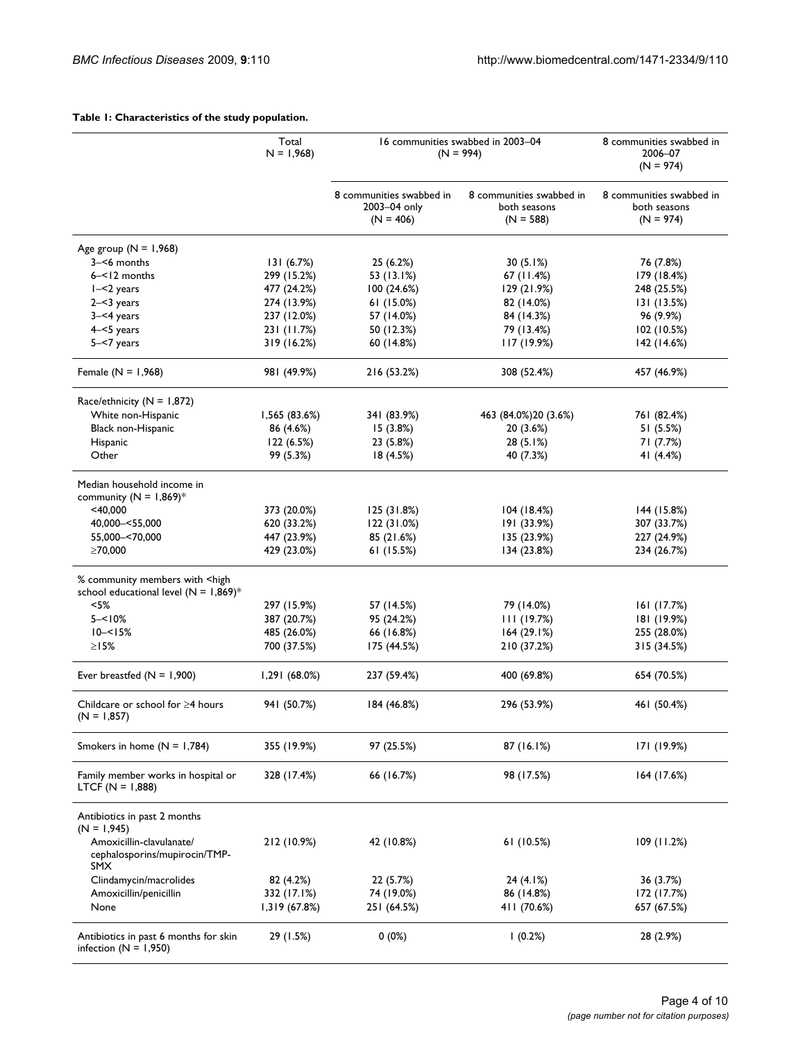**Table 1: Characteristics of the study population.**

| | Total N = 1,968 | 16 communities swabbed in 2003–04 (N = 994) | | 8 communities swabbed in 2006–07 (N = 974) |
|---|---|---|---|---|
| | | 8 communities swabbed in 2003–04 only (N = 406) | 8 communities swabbed in both seasons (N = 588) | 8 communities swabbed in both seasons (N = 974) |
| Age group (N = 1,968) | | | | |
| 3–<6 months | 131 (6.7%) | 25 (6.2%) | 30 (5.1%) | 76 (7.8%) |
| 6–<12 months | 299 (15.2%) | 53 (13.1%) | 67 (11.4%) | 179 (18.4%) |
| 1–<2 years | 477 (24.2%) | 100 (24.6%) | 129 (21.9%) | 248 (25.5%) |
| 2–<3 years | 274 (13.9%) | 61 (15.0%) | 82 (14.0%) | 131 (13.5%) |
| 3–<4 years | 237 (12.0%) | 57 (14.0%) | 84 (14.3%) | 96 (9.9%) |
| 4–<5 years | 231 (11.7%) | 50 (12.3%) | 79 (13.4%) | 102 (10.5%) |
| 5–<7 years | 319 (16.2%) | 60 (14.8%) | 117 (19.9%) | 142 (14.6%) |
| Female (N = 1,968) | 981 (49.9%) | 216 (53.2%) | 308 (52.4%) | 457 (46.9%) |
| Race/ethnicity (N = 1,872) | | | | |
| White non-Hispanic | 1,565 (83.6%) | 341 (83.9%) | 463 (84.0%)20 (3.6%) | 761 (82.4%) |
| Black non-Hispanic | 86 (4.6%) | 15 (3.8%) | 20 (3.6%) | 51 (5.5%) |
| Hispanic | 122 (6.5%) | 23 (5.8%) | 28 (5.1%) | 71 (7.7%) |
| Other | 99 (5.3%) | 18 (4.5%) | 40 (7.3%) | 41 (4.4%) |
| Median household income in community (N = 1,869)* | | | | |
| <40,000 | 373 (20.0%) | 125 (31.8%) | 104 (18.4%) | 144 (15.8%) |
| 40,000–<55,000 | 620 (33.2%) | 122 (31.0%) | 191 (33.9%) | 307 (33.7%) |
| 55,000–<70,000 | 447 (23.9%) | 85 (21.6%) | 135 (23.9%) | 227 (24.9%) |
| ≥70,000 | 429 (23.0%) | 61 (15.5%) | 134 (23.8%) | 234 (26.7%) |
| % community members with <high school educational level (N = 1,869)* | | | | |
| <5% | 297 (15.9%) | 57 (14.5%) | 79 (14.0%) | 161 (17.7%) |
| 5–<10% | 387 (20.7%) | 95 (24.2%) | 111 (19.7%) | 181 (19.9%) |
| 10–<15% | 485 (26.0%) | 66 (16.8%) | 164 (29.1%) | 255 (28.0%) |
| ≥15% | 700 (37.5%) | 175 (44.5%) | 210 (37.2%) | 315 (34.5%) |
| Ever breastfed (N = 1,900) | 1,291 (68.0%) | 237 (59.4%) | 400 (69.8%) | 654 (70.5%) |
| Childcare or school for ≥4 hours (N = 1,857) | 941 (50.7%) | 184 (46.8%) | 296 (53.9%) | 461 (50.4%) |
| Smokers in home (N = 1,784) | 355 (19.9%) | 97 (25.5%) | 87 (16.1%) | 171 (19.9%) |
| Family member works in hospital or LTCF (N = 1,888) | 328 (17.4%) | 66 (16.7%) | 98 (17.5%) | 164 (17.6%) |
| Antibiotics in past 2 months (N = 1,945) | | | | |
| Amoxicillin-clavulanate/ cephalosporins/mupirocin/TMP-SMX | 212 (10.9%) | 42 (10.8%) | 61 (10.5%) | 109 (11.2%) |
| Clindamycin/macrolides | 82 (4.2%) | 22 (5.7%) | 24 (4.1%) | 36 (3.7%) |
| Amoxicillin/penicillin | 332 (17.1%) | 74 (19.0%) | 86 (14.8%) | 172 (17.7%) |
| None | 1,319 (67.8%) | 251 (64.5%) | 411 (70.6%) | 657 (67.5%) |
| Antibiotics in past 6 months for skin infection (N = 1,950) | 29 (1.5%) | 0 (0%) | 1 (0.2%) | 28 (2.9%) |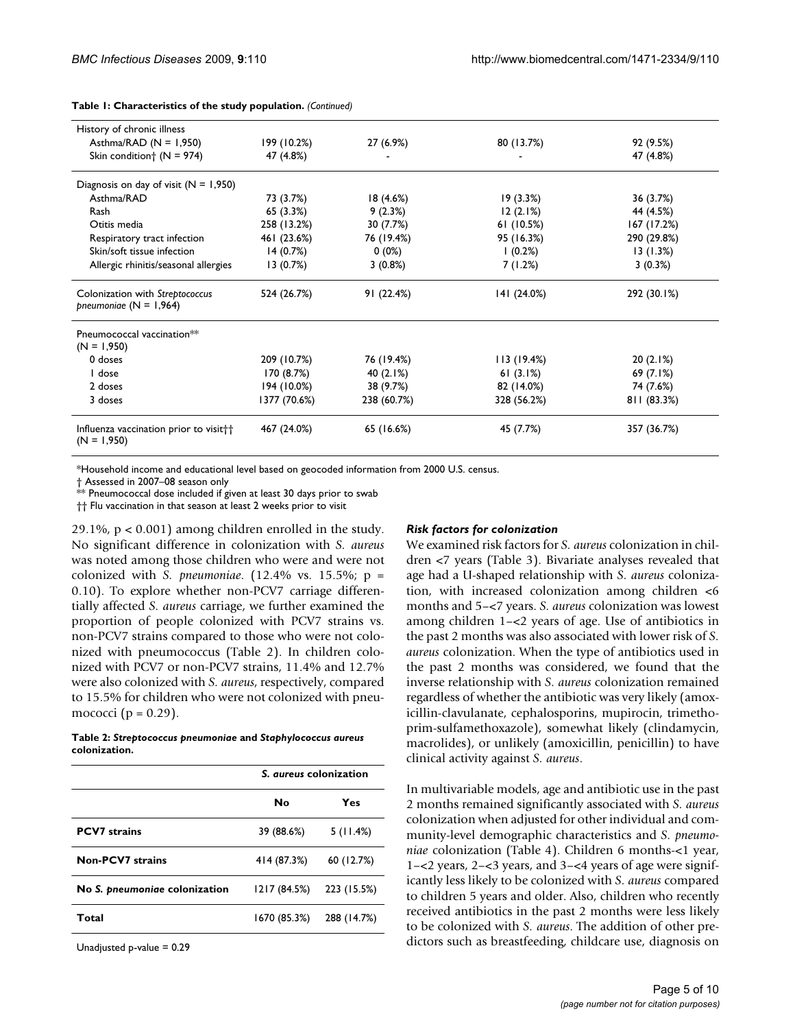**Table 1: Characteristics of the study population.** *(Continued)*

| | | | | |
|---|---|---|---|---|
| History of chronic illness | | | | |
| Asthma/RAD (N = 1,950) | 199 (10.2%) | 27 (6.9%) | 80 (13.7%) | 92 (9.5%) |
| Skin condition† (N = 974) | 47 (4.8%) | - | - | 47 (4.8%) |
| Diagnosis on day of visit (N = 1,950) | | | | |
| Asthma/RAD | 73 (3.7%) | 18 (4.6%) | 19 (3.3%) | 36 (3.7%) |
| Rash | 65 (3.3%) | 9 (2.3%) | 12 (2.1%) | 44 (4.5%) |
| Otitis media | 258 (13.2%) | 30 (7.7%) | 61 (10.5%) | 167 (17.2%) |
| Respiratory tract infection | 461 (23.6%) | 76 (19.4%) | 95 (16.3%) | 290 (29.8%) |
| Skin/soft tissue infection | 14 (0.7%) | 0 (0%) | 1 (0.2%) | 13 (1.3%) |
| Allergic rhinitis/seasonal allergies | 13 (0.7%) | 3 (0.8%) | 7 (1.2%) | 3 (0.3%) |
| Colonization with *Streptococcus pneumoniae* (N = 1,964) | 524 (26.7%) | 91 (22.4%) | 141 (24.0%) | 292 (30.1%) |
| Pneumococcal vaccination** (N = 1,950) | | | | |
| 0 doses | 209 (10.7%) | 76 (19.4%) | 113 (19.4%) | 20 (2.1%) |
| 1 dose | 170 (8.7%) | 40 (2.1%) | 61 (3.1%) | 69 (7.1%) |
| 2 doses | 194 (10.0%) | 38 (9.7%) | 82 (14.0%) | 74 (7.6%) |
| 3 doses | 1377 (70.6%) | 238 (60.7%) | 328 (56.2%) | 811 (83.3%) |
| Influenza vaccination prior to visit†† (N = 1,950) | 467 (24.0%) | 65 (16.6%) | 45 (7.7%) | 357 (36.7%) |

*Household income and educational level based on geocoded information from 2000 U.S. census.
† Assessed in 2007–08 season only
** Pneumococcal dose included if given at least 30 days prior to swab
†† Flu vaccination in that season at least 2 weeks prior to visit

29.1%, $p < 0.001$) among children enrolled in the study. No significant difference in colonization with *S. aureus* was noted among those children who were and were not colonized with *S. pneumoniae*. (12.4% vs. 15.5%; p = 0.10). To explore whether non-PCV7 carriage differentially affected *S. aureus* carriage, we further examined the proportion of people colonized with PCV7 strains vs. non-PCV7 strains compared to those who were not colonized with pneumococcus (Table 2). In children colonized with PCV7 or non-PCV7 strains, 11.4% and 12.7% were also colonized with *S. aureus*, respectively, compared to 15.5% for children who were not colonized with pneumococci (p = 0.29).

**Table 2: *Streptococcus pneumoniae* and *Staphylococcus aureus* colonization.**

| | *S. aureus* colonization | |
|---|---|---|
| | **No** | **Yes** |
| **PCV7 strains** | 39 (88.6%) | 5 (11.4%) |
| **Non-PCV7 strains** | 414 (87.3%) | 60 (12.7%) |
| **No *S. pneumoniae* colonization** | 1217 (84.5%) | 223 (15.5%) |
| **Total** | 1670 (85.3%) | 288 (14.7%) |

Unadjusted p-value = 0.29

### *Risk factors for colonization*

We examined risk factors for *S. aureus* colonization in children <7 years (Table 3). Bivariate analyses revealed that age had a U-shaped relationship with *S. aureus* colonization, with increased colonization among children <6 months and 5–<7 years. *S. aureus* colonization was lowest among children 1–<2 years of age. Use of antibiotics in the past 2 months was also associated with lower risk of *S. aureus* colonization. When the type of antibiotics used in the past 2 months was considered, we found that the inverse relationship with *S. aureus* colonization remained regardless of whether the antibiotic was very likely (amoxicillin-clavulanate, cephalosporins, mupirocin, trimethoprim-sulfamethoxazole), somewhat likely (clindamycin, macrolides), or unlikely (amoxicillin, penicillin) to have clinical activity against *S. aureus*.

In multivariable models, age and antibiotic use in the past 2 months remained significantly associated with *S. aureus* colonization when adjusted for other individual and community-level demographic characteristics and *S. pneumoniae* colonization (Table 4). Children 6 months-<1 year, 1–<2 years, 2–<3 years, and 3–<4 years of age were significantly less likely to be colonized with *S. aureus* compared to children 5 years and older. Also, children who recently received antibiotics in the past 2 months were less likely to be colonized with *S. aureus*. The addition of other predictors such as breastfeeding, childcare use, diagnosis on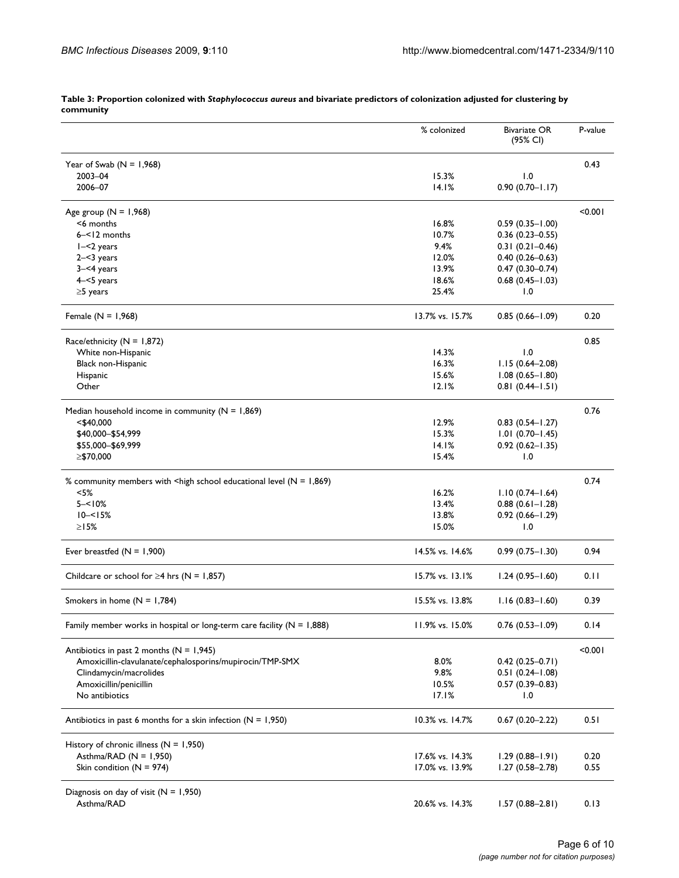**Table 3: Proportion colonized with *Staphylococcus aureus* and bivariate predictors of colonization adjusted for clustering by community**

| | % colonized | Bivariate OR (95% CI) | P-value |
|---|---|---|---|
| Year of Swab (N = 1,968) | | | 0.43 |
| 2003–04 | 15.3% | 1.0 | |
| 2006–07 | 14.1% | 0.90 (0.70–1.17) | |
| Age group (N = 1,968) | | | <0.001 |
| <6 months | 16.8% | 0.59 (0.35–1.00) | |
| 6–<12 months | 10.7% | 0.36 (0.23–0.55) | |
| 1–<2 years | 9.4% | 0.31 (0.21–0.46) | |
| 2–<3 years | 12.0% | 0.40 (0.26–0.63) | |
| 3–<4 years | 13.9% | 0.47 (0.30–0.74) | |
| 4–<5 years | 18.6% | 0.68 (0.45–1.03) | |
| ≥5 years | 25.4% | 1.0 | |
| Female (N = 1,968) | 13.7% vs. 15.7% | 0.85 (0.66–1.09) | 0.20 |
| Race/ethnicity (N = 1,872) | | | 0.85 |
| White non-Hispanic | 14.3% | 1.0 | |
| Black non-Hispanic | 16.3% | 1.15 (0.64–2.08) | |
| Hispanic | 15.6% | 1.08 (0.65–1.80) | |
| Other | 12.1% | 0.81 (0.44–1.51) | |
| Median household income in community (N = 1,869) | | | 0.76 |
| <$40,000 | 12.9% | 0.83 (0.54–1.27) | |
| $40,000–$54,999 | 15.3% | 1.01 (0.70–1.45) | |
| $55,000–$69,999 | 14.1% | 0.92 (0.62–1.35) | |
| ≥$70,000 | 15.4% | 1.0 | |
| % community members with <high school educational level (N = 1,869) | | | 0.74 |
| <5% | 16.2% | 1.10 (0.74–1.64) | |
| 5–<10% | 13.4% | 0.88 (0.61–1.28) | |
| 10–<15% | 13.8% | 0.92 (0.66–1.29) | |
| ≥15% | 15.0% | 1.0 | |
| Ever breastfed (N = 1,900) | 14.5% vs. 14.6% | 0.99 (0.75–1.30) | 0.94 |
| Childcare or school for ≥4 hrs (N = 1,857) | 15.7% vs. 13.1% | 1.24 (0.95–1.60) | 0.11 |
| Smokers in home (N = 1,784) | 15.5% vs. 13.8% | 1.16 (0.83–1.60) | 0.39 |
| Family member works in hospital or long-term care facility (N = 1,888) | 11.9% vs. 15.0% | 0.76 (0.53–1.09) | 0.14 |
| Antibiotics in past 2 months (N = 1,945) | | | <0.001 |
| Amoxicillin-clavulanate/cephalosporins/mupirocin/TMP-SMX | 8.0% | 0.42 (0.25–0.71) | |
| Clindamycin/macrolides | 9.8% | 0.51 (0.24–1.08) | |
| Amoxicillin/penicillin | 10.5% | 0.57 (0.39–0.83) | |
| No antibiotics | 17.1% | 1.0 | |
| Antibiotics in past 6 months for a skin infection (N = 1,950) | 10.3% vs. 14.7% | 0.67 (0.20–2.22) | 0.51 |
| History of chronic illness (N = 1,950) | | | |
| Asthma/RAD (N = 1,950) | 17.6% vs. 14.3% | 1.29 (0.88–1.91) | 0.20 |
| Skin condition (N = 974) | 17.0% vs. 13.9% | 1.27 (0.58–2.78) | 0.55 |
| Diagnosis on day of visit (N = 1,950) | | | |
| Asthma/RAD | 20.6% vs. 14.3% | 1.57 (0.88–2.81) | 0.13 |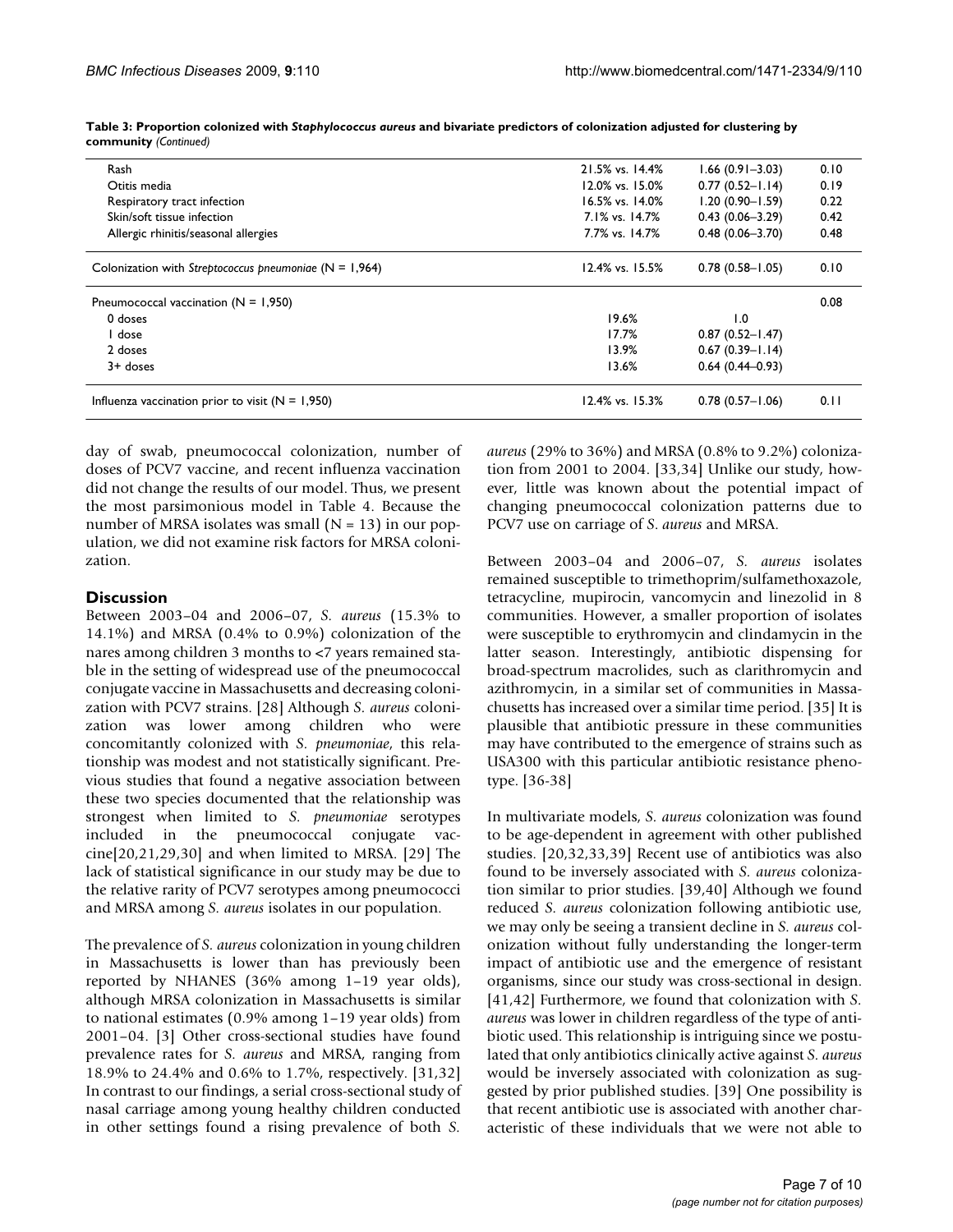**Table 3: Proportion colonized with *Staphylococcus aureus* and bivariate predictors of colonization adjusted for clustering by community** *(Continued)*

| | | | |
|---|---|---|---|
| Rash | 21.5% vs. 14.4% | 1.66 (0.91–3.03) | 0.10 |
| Otitis media | 12.0% vs. 15.0% | 0.77 (0.52–1.14) | 0.19 |
| Respiratory tract infection | 16.5% vs. 14.0% | 1.20 (0.90–1.59) | 0.22 |
| Skin/soft tissue infection | 7.1% vs. 14.7% | 0.43 (0.06–3.29) | 0.42 |
| Allergic rhinitis/seasonal allergies | 7.7% vs. 14.7% | 0.48 (0.06–3.70) | 0.48 |
| Colonization with *Streptococcus pneumoniae* (N = 1,964) | 12.4% vs. 15.5% | 0.78 (0.58–1.05) | 0.10 |
| Pneumococcal vaccination (N = 1,950) | | | 0.08 |
| 0 doses | 19.6% | 1.0 | |
| 1 dose | 17.7% | 0.87 (0.52–1.47) | |
| 2 doses | 13.9% | 0.67 (0.39–1.14) | |
| 3+ doses | 13.6% | 0.64 (0.44–0.93) | |
| Influenza vaccination prior to visit (N = 1,950) | 12.4% vs. 15.3% | 0.78 (0.57–1.06) | 0.11 |

day of swab, pneumococcal colonization, number of doses of PCV7 vaccine, and recent influenza vaccination did not change the results of our model. Thus, we present the most parsimonious model in Table 4. Because the number of MRSA isolates was small (N = 13) in our population, we did not examine risk factors for MRSA colonization.

## Discussion

Between 2003–04 and 2006–07, *S. aureus* (15.3% to 14.1%) and MRSA (0.4% to 0.9%) colonization of the nares among children 3 months to <7 years remained stable in the setting of widespread use of the pneumococcal conjugate vaccine in Massachusetts and decreasing colonization with PCV7 strains. [28] Although *S. aureus* colonization was lower among children who were concomitantly colonized with *S. pneumoniae*, this relationship was modest and not statistically significant. Previous studies that found a negative association between these two species documented that the relationship was strongest when limited to *S. pneumoniae* serotypes included in the pneumococcal conjugate vaccine[20,21,29,30] and when limited to MRSA. [29] The lack of statistical significance in our study may be due to the relative rarity of PCV7 serotypes among pneumococci and MRSA among *S. aureus* isolates in our population.

The prevalence of *S. aureus* colonization in young children in Massachusetts is lower than has previously been reported by NHANES (36% among 1–19 year olds), although MRSA colonization in Massachusetts is similar to national estimates (0.9% among 1–19 year olds) from 2001–04. [3] Other cross-sectional studies have found prevalence rates for *S. aureus* and MRSA, ranging from 18.9% to 24.4% and 0.6% to 1.7%, respectively. [31,32] In contrast to our findings, a serial cross-sectional study of nasal carriage among young healthy children conducted in other settings found a rising prevalence of both *S. aureus* (29% to 36%) and MRSA (0.8% to 9.2%) colonization from 2001 to 2004. [33,34] Unlike our study, however, little was known about the potential impact of changing pneumococcal colonization patterns due to PCV7 use on carriage of *S. aureus* and MRSA.

Between 2003–04 and 2006–07, *S. aureus* isolates remained susceptible to trimethoprim/sulfamethoxazole, tetracycline, mupirocin, vancomycin and linezolid in 8 communities. However, a smaller proportion of isolates were susceptible to erythromycin and clindamycin in the latter season. Interestingly, antibiotic dispensing for broad-spectrum macrolides, such as clarithromycin and azithromycin, in a similar set of communities in Massachusetts has increased over a similar time period. [35] It is plausible that antibiotic pressure in these communities may have contributed to the emergence of strains such as USA300 with this particular antibiotic resistance phenotype. [36-38]

In multivariate models, *S. aureus* colonization was found to be age-dependent in agreement with other published studies. [20,32,33,39] Recent use of antibiotics was also found to be inversely associated with *S. aureus* colonization similar to prior studies. [39,40] Although we found reduced *S. aureus* colonization following antibiotic use, we may only be seeing a transient decline in *S. aureus* colonization without fully understanding the longer-term impact of antibiotic use and the emergence of resistant organisms, since our study was cross-sectional in design. [41,42] Furthermore, we found that colonization with *S. aureus* was lower in children regardless of the type of antibiotic used. This relationship is intriguing since we postulated that only antibiotics clinically active against *S. aureus* would be inversely associated with colonization as suggested by prior published studies. [39] One possibility is that recent antibiotic use is associated with another characteristic of these individuals that we were not able to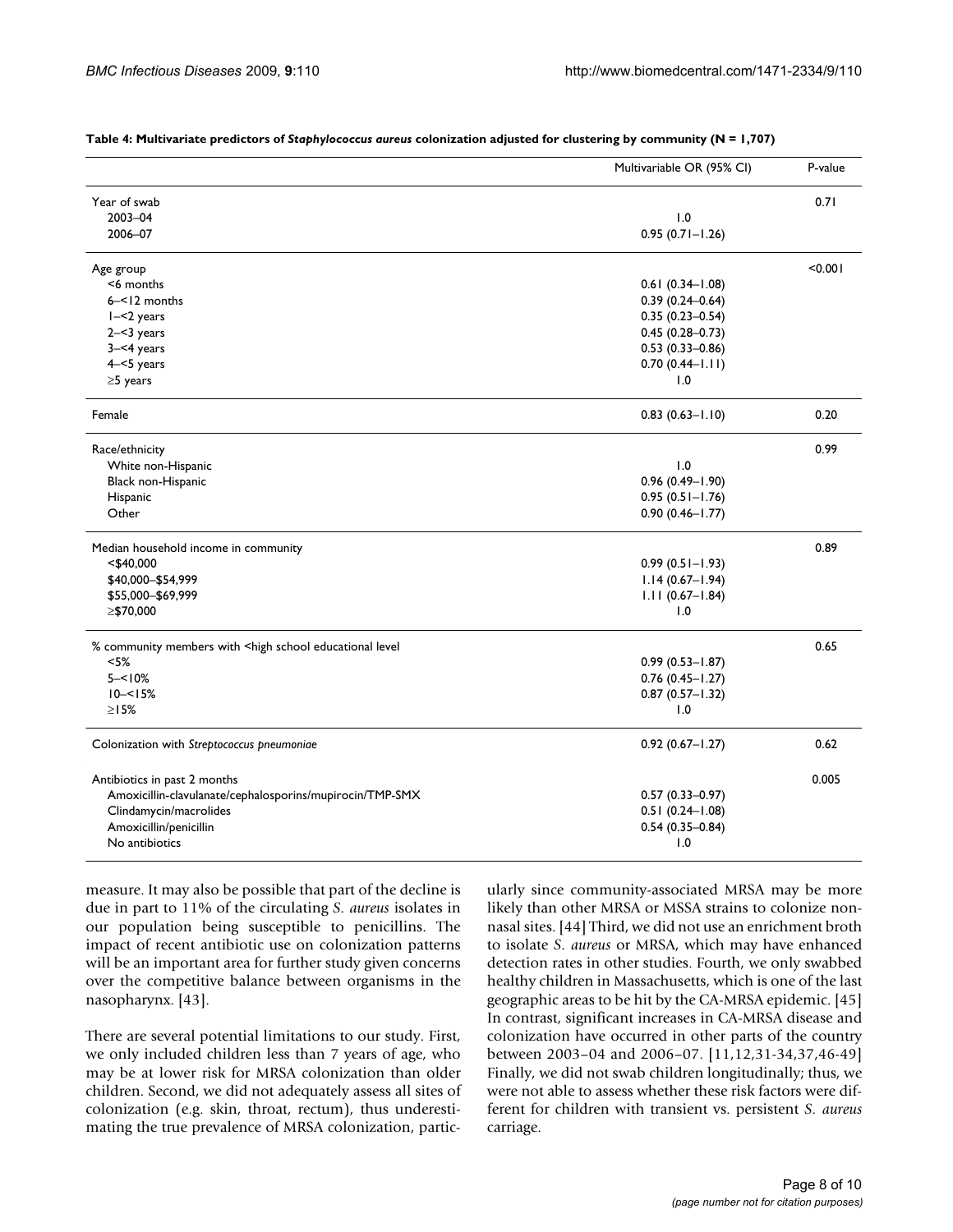**Table 4: Multivariate predictors of *Staphylococcus aureus* colonization adjusted for clustering by community (N = 1,707)**

| | Multivariable OR (95% CI) | P-value |
|---|---|---|
| Year of swab | | 0.71 |
| 2003–04 | 1.0 | |
| 2006–07 | 0.95 (0.71–1.26) | |
| Age group | | <0.001 |
| <6 months | 0.61 (0.34–1.08) | |
| 6–<12 months | 0.39 (0.24–0.64) | |
| 1–<2 years | 0.35 (0.23–0.54) | |
| 2–<3 years | 0.45 (0.28–0.73) | |
| 3–<4 years | 0.53 (0.33–0.86) | |
| 4–<5 years | 0.70 (0.44–1.11) | |
| ≥5 years | 1.0 | |
| Female | 0.83 (0.63–1.10) | 0.20 |
| Race/ethnicity | | 0.99 |
| White non-Hispanic | 1.0 | |
| Black non-Hispanic | 0.96 (0.49–1.90) | |
| Hispanic | 0.95 (0.51–1.76) | |
| Other | 0.90 (0.46–1.77) | |
| Median household income in community | | 0.89 |
| <$40,000 | 0.99 (0.51–1.93) | |
| $40,000–$54,999 | 1.14 (0.67–1.94) | |
| $55,000–$69,999 | 1.11 (0.67–1.84) | |
| ≥$70,000 | 1.0 | |
| % community members with <high school educational level | | 0.65 |
| <5% | 0.99 (0.53–1.87) | |
| 5–<10% | 0.76 (0.45–1.27) | |
| 10–<15% | 0.87 (0.57–1.32) | |
| ≥15% | 1.0 | |
| Colonization with *Streptococcus pneumoniae* | 0.92 (0.67–1.27) | 0.62 |
| Antibiotics in past 2 months | | 0.005 |
| Amoxicillin-clavulanate/cephalosporins/mupirocin/TMP-SMX | 0.57 (0.33–0.97) | |
| Clindamycin/macrolides | 0.51 (0.24–1.08) | |
| Amoxicillin/penicillin | 0.54 (0.35–0.84) | |
| No antibiotics | 1.0 | |

measure. It may also be possible that part of the decline is due in part to 11% of the circulating *S. aureus* isolates in our population being susceptible to penicillins. The impact of recent antibiotic use on colonization patterns will be an important area for further study given concerns over the competitive balance between organisms in the nasopharynx. [43].

There are several potential limitations to our study. First, we only included children less than 7 years of age, who may be at lower risk for MRSA colonization than older children. Second, we did not adequately assess all sites of colonization (e.g. skin, throat, rectum), thus underestimating the true prevalence of MRSA colonization, particularly since community-associated MRSA may be more likely than other MRSA or MSSA strains to colonize non-nasal sites. [44] Third, we did not use an enrichment broth to isolate *S. aureus* or MRSA, which may have enhanced detection rates in other studies. Fourth, we only swabbed healthy children in Massachusetts, which is one of the last geographic areas to be hit by the CA-MRSA epidemic. [45] In contrast, significant increases in CA-MRSA disease and colonization have occurred in other parts of the country between 2003–04 and 2006–07. [11,12,31-34,37,46-49] Finally, we did not swab children longitudinally; thus, we were not able to assess whether these risk factors were different for children with transient vs. persistent *S. aureus* carriage.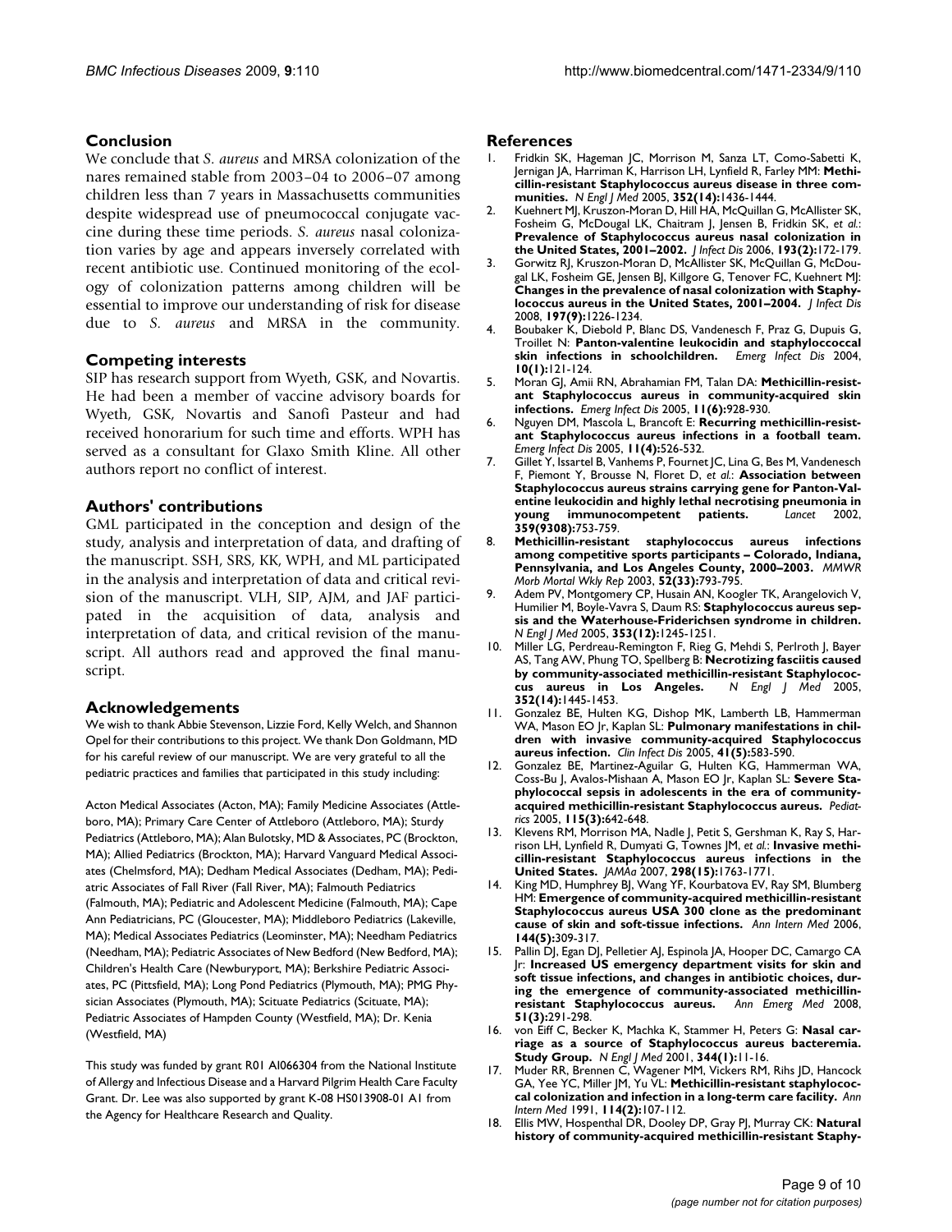## Conclusion

We conclude that *S. aureus* and MRSA colonization of the nares remained stable from 2003–04 to 2006–07 among children less than 7 years in Massachusetts communities despite widespread use of pneumococcal conjugate vaccine during these time periods. *S. aureus* nasal colonization varies by age and appears inversely correlated with recent antibiotic use. Continued monitoring of the ecology of colonization patterns among children will be essential to improve our understanding of risk for disease due to *S. aureus* and MRSA in the community.

## Competing interests

SIP has research support from Wyeth, GSK, and Novartis. He had been a member of vaccine advisory boards for Wyeth, GSK, Novartis and Sanofi Pasteur and had received honorarium for such time and efforts. WPH has served as a consultant for Glaxo Smith Kline. All other authors report no conflict of interest.

## Authors' contributions

GML participated in the conception and design of the study, analysis and interpretation of data, and drafting of the manuscript. SSH, SRS, KK, WPH, and ML participated in the analysis and interpretation of data and critical revision of the manuscript. VLH, SIP, AJM, and JAF participated in the acquisition of data, analysis and interpretation of data, and critical revision of the manuscript. All authors read and approved the final manuscript.

## Acknowledgements

We wish to thank Abbie Stevenson, Lizzie Ford, Kelly Welch, and Shannon Opel for their contributions to this project. We thank Don Goldmann, MD for his careful review of our manuscript. We are very grateful to all the pediatric practices and families that participated in this study including:

Acton Medical Associates (Acton, MA); Family Medicine Associates (Attleboro, MA); Primary Care Center of Attleboro (Attleboro, MA); Sturdy Pediatrics (Attleboro, MA); Alan Bulotsky, MD & Associates, PC (Brockton, MA); Allied Pediatrics (Brockton, MA); Harvard Vanguard Medical Associates (Chelmsford, MA); Dedham Medical Associates (Dedham, MA); Pediatric Associates of Fall River (Fall River, MA); Falmouth Pediatrics (Falmouth, MA); Pediatric and Adolescent Medicine (Falmouth, MA); Cape Ann Pediatricians, PC (Gloucester, MA); Middleboro Pediatrics (Lakeville, MA); Medical Associates Pediatrics (Leominster, MA); Needham Pediatrics (Needham, MA); Pediatric Associates of New Bedford (New Bedford, MA); Children's Health Care (Newburyport, MA); Berkshire Pediatric Associates, PC (Pittsfield, MA); Long Pond Pediatrics (Plymouth, MA); PMG Physician Associates (Plymouth, MA); Scituate Pediatrics (Scituate, MA); Pediatric Associates of Hampden County (Westfield, MA); Dr. Kenia (Westfield, MA)

This study was funded by grant R01 AI066304 from the National Institute of Allergy and Infectious Disease and a Harvard Pilgrim Health Care Faculty Grant. Dr. Lee was also supported by grant K-08 HS013908-01 A1 from the Agency for Healthcare Research and Quality.

## References

1. Fridkin SK, Hageman JC, Morrison M, Sanza LT, Como-Sabetti K, Jernigan JA, Harriman K, Harrison LH, Lynfield R, Farley MM: **Methicillin-resistant Staphylococcus aureus disease in three communities.** *N Engl J Med* 2005, **352(14):**1436-1444.
2. Kuehnert MJ, Kruszon-Moran D, Hill HA, McQuillan G, McAllister SK, Fosheim G, McDougal LK, Chaitram J, Jensen B, Fridkin SK, *et al.*: **Prevalence of Staphylococcus aureus nasal colonization in the United States, 2001–2002.** *J Infect Dis* 2006, **193(2):**172-179.
3. Gorwitz RJ, Kruszon-Moran D, McAllister SK, McQuillan G, McDougal LK, Fosheim GE, Jensen BJ, Killgore G, Tenover FC, Kuehnert MJ: **Changes in the prevalence of nasal colonization with Staphylococcus aureus in the United States, 2001–2004.** *J Infect Dis* 2008, **197(9):**1226-1234.
4. Boubaker K, Diebold P, Blanc DS, Vandenesch F, Praz G, Dupuis G, Troillet N: **Panton-valentine leukocidin and staphyloccoccal skin infections in schoolchildren.** *Emerg Infect Dis* 2004, **10(1):**121-124.
5. Moran GJ, Amii RN, Abrahamian FM, Talan DA: **Methicillin-resistant Staphylococcus aureus in community-acquired skin infections.** *Emerg Infect Dis* 2005, **11(6):**928-930.
6. Nguyen DM, Mascola L, Brancoft E: **Recurring methicillin-resistant Staphylococcus aureus infections in a football team.** *Emerg Infect Dis* 2005, **11(4):**526-532.
7. Gillet Y, Issartel B, Vanhems P, Fournet JC, Lina G, Bes M, Vandenesch F, Piemont Y, Brousse N, Floret D, *et al.*: **Association between Staphylococcus aureus strains carrying gene for Panton-Valentine leukocidin and highly lethal necrotising pneumonia in young immunocompetent patients.** *Lancet* 2002, **359(9308):**753-759.
8. **Methicillin-resistant staphylococcus aureus infections among competitive sports participants – Colorado, Indiana, Pennsylvania, and Los Angeles County, 2000–2003.** *MMWR Morb Mortal Wkly Rep* 2003, **52(33):**793-795.
9. Adem PV, Montgomery CP, Husain AN, Koogler TK, Arangelovich V, Humilier M, Boyle-Vavra S, Daum RS: **Staphylococcus aureus sepsis and the Waterhouse-Friderichsen syndrome in children.** *N Engl J Med* 2005, **353(12):**1245-1251.
10. Miller LG, Perdreau-Remington F, Rieg G, Mehdi S, Perlroth J, Bayer AS, Tang AW, Phung TO, Spellberg B: **Necrotizing fasciitis caused by community-associated methicillin-resistant Staphylococcus aureus in Los Angeles.** *N Engl J Med* 2005, **352(14):**1445-1453.
11. Gonzalez BE, Hulten KG, Dishop MK, Lamberth LB, Hammerman WA, Mason EO Jr, Kaplan SL: **Pulmonary manifestations in children with invasive community-acquired Staphylococcus aureus infection.** *Clin Infect Dis* 2005, **41(5):**583-590.
12. Gonzalez BE, Martinez-Aguilar G, Hulten KG, Hammerman WA, Coss-Bu J, Avalos-Mishaan A, Mason EO Jr, Kaplan SL: **Severe Staphylococcal sepsis in adolescents in the era of community-acquired methicillin-resistant Staphylococcus aureus.** *Pediatrics* 2005, **115(3):**642-648.
13. Klevens RM, Morrison MA, Nadle J, Petit S, Gershman K, Ray S, Harrison LH, Lynfield R, Dumyati G, Townes JM, *et al.*: **Invasive methicillin-resistant Staphylococcus aureus infections in the United States.** *JAMAa* 2007, **298(15):**1763-1771.
14. King MD, Humphrey BJ, Wang YF, Kourbatova EV, Ray SM, Blumberg HM: **Emergence of community-acquired methicillin-resistant Staphylococcus aureus USA 300 clone as the predominant cause of skin and soft-tissue infections.** *Ann Intern Med* 2006, **144(5):**309-317.
15. Pallin DJ, Egan DJ, Pelletier AJ, Espinola JA, Hooper DC, Camargo CA Jr: **Increased US emergency department visits for skin and soft tissue infections, and changes in antibiotic choices, during the emergence of community-associated methicillin-resistant Staphylococcus aureus.** *Ann Emerg Med* 2008, **51(3):**291-298.
16. von Eiff C, Becker K, Machka K, Stammer H, Peters G: **Nasal carriage as a source of Staphylococcus aureus bacteremia. Study Group.** *N Engl J Med* 2001, **344(1):**11-16.
17. Muder RR, Brennen C, Wagener MM, Vickers RM, Rihs JD, Hancock GA, Yee YC, Miller JM, Yu VL: **Methicillin-resistant staphylococcal colonization and infection in a long-term care facility.** *Ann Intern Med* 1991, **114(2):**107-112.
18. Ellis MW, Hospenthal DR, Dooley DP, Gray PJ, Murray CK: **Natural history of community-acquired methicillin-resistant Staphy-**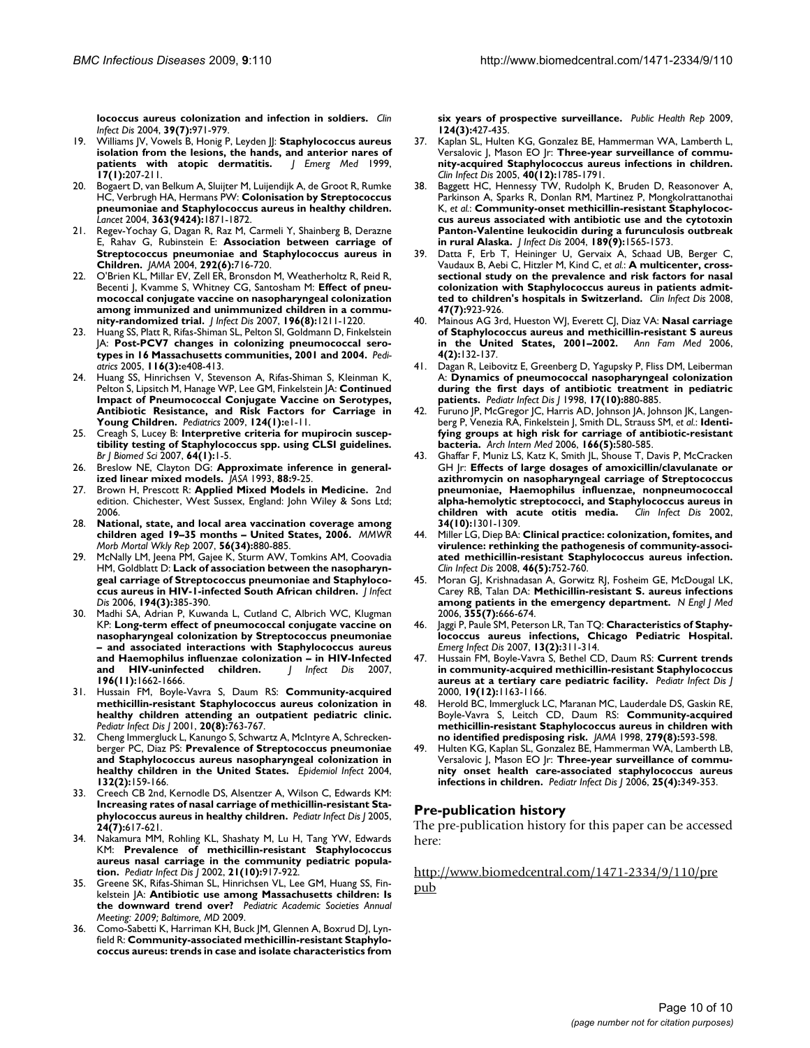lococcus aureus colonization and infection in soldiers. *Clin Infect Dis* 2004, **39(7):**971-979.

19. Williams JV, Vowels B, Honig P, Leyden JJ: **Staphylococcus aureus isolation from the lesions, the hands, and anterior nares of patients with atopic dermatitis.** *J Emerg Med* 1999, **17(1):**207-211.
20. Bogaert D, van Belkum A, Sluijter M, Luijendijk A, de Groot R, Rumke HC, Verbrugh HA, Hermans PW: **Colonisation by Streptococcus pneumoniae and Staphylococcus aureus in healthy children.** *Lancet* 2004, **363(9424):**1871-1872.
21. Regev-Yochay G, Dagan R, Raz M, Carmeli Y, Shainberg B, Derazne E, Rahav G, Rubinstein E: **Association between carriage of Streptococcus pneumoniae and Staphylococcus aureus in Children.** *JAMA* 2004, **292(6):**716-720.
22. O'Brien KL, Millar EV, Zell ER, Bronsdon M, Weatherholtz R, Reid R, Becenti J, Kvamme S, Whitney CG, Santosham M: **Effect of pneumococcal conjugate vaccine on nasopharyngeal colonization among immunized and unimmunized children in a community-randomized trial.** *J Infect Dis* 2007, **196(8):**1211-1220.
23. Huang SS, Platt R, Rifas-Shiman SL, Pelton SI, Goldmann D, Finkelstein JA: **Post-PCV7 changes in colonizing pneumococcal serotypes in 16 Massachusetts communities, 2001 and 2004.** *Pediatrics* 2005, **116(3):**e408-413.
24. Huang SS, Hinrichsen V, Stevenson A, Rifas-Shiman S, Kleinman K, Pelton S, Lipsitch M, Hanage WP, Lee GM, Finkelstein JA: **Continued Impact of Pneumococcal Conjugate Vaccine on Serotypes, Antibiotic Resistance, and Risk Factors for Carriage in Young Children.** *Pediatrics* 2009, **124(1):**e1-11.
25. Creagh S, Lucey B: **Interpretive criteria for mupirocin susceptibility testing of Staphylococcus spp. using CLSI guidelines.** *Br J Biomed Sci* 2007, **64(1):**1-5.
26. Breslow NE, Clayton DG: **Approximate inference in generalized linear mixed models.** *JASA* 1993, **88:**9-25.
27. Brown H, Prescott R: **Applied Mixed Models in Medicine.** 2nd edition. Chichester, West Sussex, England: John Wiley & Sons Ltd; 2006.
28. **National, state, and local area vaccination coverage among children aged 19–35 months – United States, 2006.** *MMWR Morb Mortal Wkly Rep* 2007, **56(34):**880-885.
29. McNally LM, Jeena PM, Gajee K, Sturm AW, Tomkins AM, Coovadia HM, Goldblatt D: **Lack of association between the nasopharyngeal carriage of Streptococcus pneumoniae and Staphylococcus aureus in HIV-1-infected South African children.** *J Infect Dis* 2006, **194(3):**385-390.
30. Madhi SA, Adrian P, Kuwanda L, Cutland C, Albrich WC, Klugman KP: **Long-term effect of pneumococcal conjugate vaccine on nasopharyngeal colonization by Streptococcus pneumoniae – and associated interactions with Staphylococcus aureus and Haemophilus influenzae colonization – in HIV-Infected and HIV-uninfected children.** *J Infect Dis* 2007, **196(11):**1662-1666.
31. Hussain FM, Boyle-Vavra S, Daum RS: **Community-acquired methicillin-resistant Staphylococcus aureus colonization in healthy children attending an outpatient pediatric clinic.** *Pediatr Infect Dis J* 2001, **20(8):**763-767.
32. Cheng Immergluck L, Kanungo S, Schwartz A, McIntyre A, Schreckenberger PC, Diaz PS: **Prevalence of Streptococcus pneumoniae and Staphylococcus aureus nasopharyngeal colonization in healthy children in the United States.** *Epidemiol Infect* 2004, **132(2):**159-166.
33. Creech CB 2nd, Kernodle DS, Alsentzer A, Wilson C, Edwards KM: **Increasing rates of nasal carriage of methicillin-resistant Staphylococcus aureus in healthy children.** *Pediatr Infect Dis J* 2005, **24(7):**617-621.
34. Nakamura MM, Rohling KL, Shashaty M, Lu H, Tang YW, Edwards KM: **Prevalence of methicillin-resistant Staphylococcus aureus nasal carriage in the community pediatric population.** *Pediatr Infect Dis J* 2002, **21(10):**917-922.
35. Greene SK, Rifas-Shiman SL, Hinrichsen VL, Lee GM, Huang SS, Finkelstein JA: **Antibiotic use among Massachusetts children: Is the downward trend over?** *Pediatric Academic Societies Annual Meeting: 2009; Baltimore, MD* 2009.
36. Como-Sabetti K, Harriman KH, Buck JM, Glennen A, Boxrud DJ, Lynfield R: **Community-associated methicillin-resistant Staphylococcus aureus: trends in case and isolate characteristics from six years of prospective surveillance.** *Public Health Rep* 2009, **124(3):**427-435.
37. Kaplan SL, Hulten KG, Gonzalez BE, Hammerman WA, Lamberth L, Versalovic J, Mason EO Jr: **Three-year surveillance of community-acquired Staphylococcus aureus infections in children.** *Clin Infect Dis* 2005, **40(12):**1785-1791.
38. Baggett HC, Hennessy TW, Rudolph K, Bruden D, Reasonover A, Parkinson A, Sparks R, Donlan RM, Martinez P, Mongkolrattanothai K, *et al.*: **Community-onset methicillin-resistant Staphylococcus aureus associated with antibiotic use and the cytotoxin Panton-Valentine leukocidin during a furunculosis outbreak in rural Alaska.** *J Infect Dis* 2004, **189(9):**1565-1573.
39. Datta F, Erb T, Heininger U, Gervaix A, Schaad UB, Berger C, Vaudaux B, Aebi C, Hitzler M, Kind C, *et al.*: **A multicenter, cross-sectional study on the prevalence and risk factors for nasal colonization with Staphylococcus aureus in patients admitted to children's hospitals in Switzerland.** *Clin Infect Dis* 2008, **47(7):**923-926.
40. Mainous AG 3rd, Hueston WJ, Everett CJ, Diaz VA: **Nasal carriage of Staphylococcus aureus and methicillin-resistant S aureus in the United States, 2001–2002.** *Ann Fam Med* 2006, **4(2):**132-137.
41. Dagan R, Leibovitz E, Greenberg D, Yagupsky P, Fliss DM, Leiberman A: **Dynamics of pneumococcal nasopharyngeal colonization during the first days of antibiotic treatment in pediatric patients.** *Pediatr Infect Dis J* 1998, **17(10):**880-885.
42. Furuno JP, McGregor JC, Harris AD, Johnson JA, Johnson JK, Langenberg P, Venezia RA, Finkelstein J, Smith DL, Strauss SM, *et al.*: **Identifying groups at high risk for carriage of antibiotic-resistant bacteria.** *Arch Intern Med* 2006, **166(5):**580-585.
43. Ghaffar F, Muniz LS, Katz K, Smith JL, Shouse T, Davis P, McCracken GH Jr: **Effects of large dosages of amoxicillin/clavulanate or azithromycin on nasopharyngeal carriage of Streptococcus pneumoniae, Haemophilus influenzae, nonpneumococcal alpha-hemolytic streptococci, and Staphylococcus aureus in children with acute otitis media.** *Clin Infect Dis* 2002, **34(10):**1301-1309.
44. Miller LG, Diep BA: **Clinical practice: colonization, fomites, and virulence: rethinking the pathogenesis of community-associated methicillin-resistant Staphylococcus aureus infection.** *Clin Infect Dis* 2008, **46(5):**752-760.
45. Moran GJ, Krishnadasan A, Gorwitz RJ, Fosheim GE, McDougal LK, Carey RB, Talan DA: **Methicillin-resistant S. aureus infections among patients in the emergency department.** *N Engl J Med* 2006, **355(7):**666-674.
46. Jaggi P, Paule SM, Peterson LR, Tan TQ: **Characteristics of Staphylococcus aureus infections, Chicago Pediatric Hospital.** *Emerg Infect Dis* 2007, **13(2):**311-314.
47. Hussain FM, Boyle-Vavra S, Bethel CD, Daum RS: **Current trends in community-acquired methicillin-resistant Staphylococcus aureus at a tertiary care pediatric facility.** *Pediatr Infect Dis J* 2000, **19(12):**1163-1166.
48. Herold BC, Immergluck LC, Maranan MC, Lauderdale DS, Gaskin RE, Boyle-Vavra S, Leitch CD, Daum RS: **Community-acquired methicillin-resistant Staphylococcus aureus in children with no identified predisposing risk.** *JAMA* 1998, **279(8):**593-598.
49. Hulten KG, Kaplan SL, Gonzalez BE, Hammerman WA, Lamberth LB, Versalovic J, Mason EO Jr: **Three-year surveillance of community onset health care-associated staphylococcus aureus infections in children.** *Pediatr Infect Dis J* 2006, **25(4):**349-353.

## Pre-publication history

The pre-publication history for this paper can be accessed here:

http://www.biomedcentral.com/1471-2334/9/110/prepub